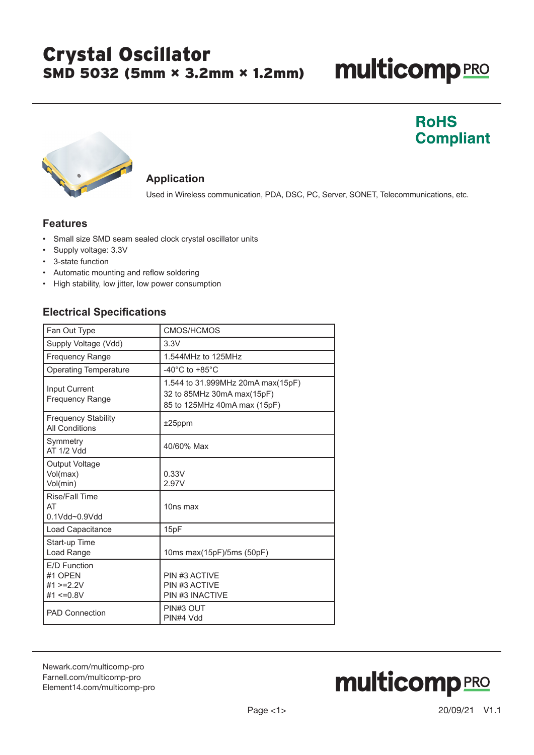# Crystal Oscillator

## SMD 5032 (5mm × 3.2mm × 1.2mm)

multicomp PRO

**RoHS Compliant**

## Application

Used in Wireless communication, PDA, DSC, PC, Server, SONET, Telecommunications, etc.

## Features

- Small size SMD seam sealed clock crystal oscillator units
- Supply voltage: 3.3V
- 3-state function
- Automatic mounting and reflow soldering
- High stability, low jitter, low power consumption

## Electrical Specifications

| Fan Out Type | CMOS/HCMOS |
|---|---|
| Supply Voltage (Vdd) | 3.3V |
| Frequency Range | 1.544MHz to 125MHz |
| Operating Temperature | -40°C to +85°C |
| Input Current<br>Frequency Range | 1.544 to 31.999MHz 20mA max(15pF)<br>32 to 85MHz 30mA max(15pF)<br>85 to 125MHz 40mA max (15pF) |
| Frequency Stability<br>All Conditions | ±25ppm |
| Symmetry<br>AT 1/2 Vdd | 40/60% Max |
| Output Voltage<br>Vol(max)<br>Vol(min) | 0.33V<br>2.97V |
| Rise/Fall Time<br>AT<br>0.1Vdd~0.9Vdd | 10ns max |
| Load Capacitance | 15pF |
| Start-up Time<br>Load Range | 10ms max(15pF)/5ms (50pF) |
| E/D Function<br>#1 OPEN<br>#1 >=2.2V<br>#1 <=0.8V | PIN #3 ACTIVE<br>PIN #3 ACTIVE<br>PIN #3 INACTIVE |
| PAD Connection | PIN#3 OUT<br>PIN#4 Vdd |

Newark.com/multicomp-pro
Farnell.com/multicomp-pro
Element14.com/multicomp-pro

20/09/21 V1.1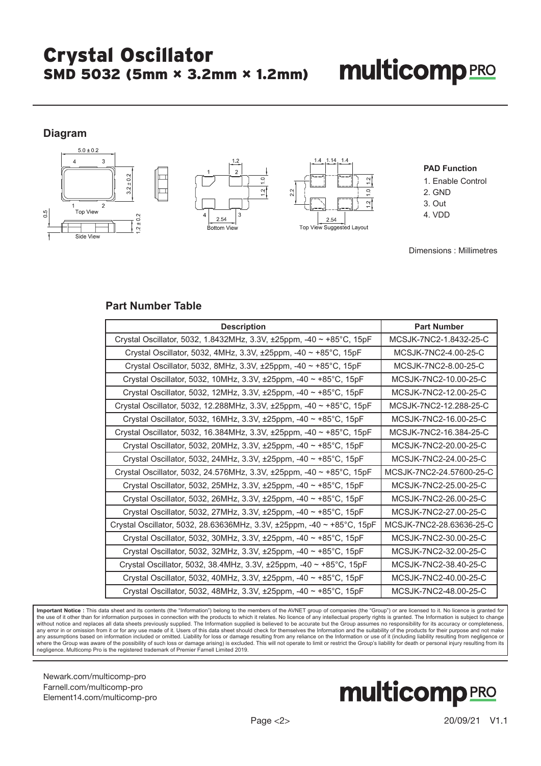# Crystal Oscillator
## SMD 5032 (5mm × 3.2mm × 1.2mm)

### Diagram

5.0 ± 0.2
4 3
3.2 ± 0.2
1 2
Top View
0.5
1.2 ± 0.2
Side View

1.2
1 2
1.0
1.2
4 3
2.54
Bottom View

1.4 1.14 1.4
2.2
1.2
1.0
1.2
2.54
Top View Suggested Layout

**PAD Function**

1. Enable Control
2. GND
3. Out
4. VDD

Dimensions : Millimetres

### Part Number Table

| Description | Part Number |
|---|---|
| Crystal Oscillator, 5032, 1.8432MHz, 3.3V, ±25ppm, -40 ~ +85°C, 15pF | MCSJK-7NC2-1.8432-25-C |
| Crystal Oscillator, 5032, 4MHz, 3.3V, ±25ppm, -40 ~ +85°C, 15pF | MCSJK-7NC2-4.00-25-C |
| Crystal Oscillator, 5032, 8MHz, 3.3V, ±25ppm, -40 ~ +85°C, 15pF | MCSJK-7NC2-8.00-25-C |
| Crystal Oscillator, 5032, 10MHz, 3.3V, ±25ppm, -40 ~ +85°C, 15pF | MCSJK-7NC2-10.00-25-C |
| Crystal Oscillator, 5032, 12MHz, 3.3V, ±25ppm, -40 ~ +85°C, 15pF | MCSJK-7NC2-12.00-25-C |
| Crystal Oscillator, 5032, 12.288MHz, 3.3V, ±25ppm, -40 ~ +85°C, 15pF | MCSJK-7NC2-12.288-25-C |
| Crystal Oscillator, 5032, 16MHz, 3.3V, ±25ppm, -40 ~ +85°C, 15pF | MCSJK-7NC2-16.00-25-C |
| Crystal Oscillator, 5032, 16.384MHz, 3.3V, ±25ppm, -40 ~ +85°C, 15pF | MCSJK-7NC2-16.384-25-C |
| Crystal Oscillator, 5032, 20MHz, 3.3V, ±25ppm, -40 ~ +85°C, 15pF | MCSJK-7NC2-20.00-25-C |
| Crystal Oscillator, 5032, 24MHz, 3.3V, ±25ppm, -40 ~ +85°C, 15pF | MCSJK-7NC2-24.00-25-C |
| Crystal Oscillator, 5032, 24.576MHz, 3.3V, ±25ppm, -40 ~ +85°C, 15pF | MCSJK-7NC2-24.57600-25-C |
| Crystal Oscillator, 5032, 25MHz, 3.3V, ±25ppm, -40 ~ +85°C, 15pF | MCSJK-7NC2-25.00-25-C |
| Crystal Oscillator, 5032, 26MHz, 3.3V, ±25ppm, -40 ~ +85°C, 15pF | MCSJK-7NC2-26.00-25-C |
| Crystal Oscillator, 5032, 27MHz, 3.3V, ±25ppm, -40 ~ +85°C, 15pF | MCSJK-7NC2-27.00-25-C |
| Crystal Oscillator, 5032, 28.63636MHz, 3.3V, ±25ppm, -40 ~ +85°C, 15pF | MCSJK-7NC2-28.63636-25-C |
| Crystal Oscillator, 5032, 30MHz, 3.3V, ±25ppm, -40 ~ +85°C, 15pF | MCSJK-7NC2-30.00-25-C |
| Crystal Oscillator, 5032, 32MHz, 3.3V, ±25ppm, -40 ~ +85°C, 15pF | MCSJK-7NC2-32.00-25-C |
| Crystal Oscillator, 5032, 38.4MHz, 3.3V, ±25ppm, -40 ~ +85°C, 15pF | MCSJK-7NC2-38.40-25-C |
| Crystal Oscillator, 5032, 40MHz, 3.3V, ±25ppm, -40 ~ +85°C, 15pF | MCSJK-7NC2-40.00-25-C |
| Crystal Oscillator, 5032, 48MHz, 3.3V, ±25ppm, -40 ~ +85°C, 15pF | MCSJK-7NC2-48.00-25-C |

**Important Notice :** This data sheet and its contents (the "Information") belong to the members of the AVNET group of companies (the "Group") or are licensed to it. No licence is granted for the use of it other than for information purposes in connection with the products to which it relates. No licence of any intellectual property rights is granted. The Information is subject to change without notice and replaces all data sheets previously supplied. The Information supplied is believed to be accurate but the Group assumes no responsibility for its accuracy or completeness, any error in or omission from it or for any use made of it. Users of this data sheet should check for themselves the Information and the suitability of the products for their purpose and not make any assumptions based on information included or omitted. Liability for loss or damage resulting from any reliance on the Information or use of it (including liability resulting from negligence or where the Group was aware of the possibility of such loss or damage arising) is excluded. This will not operate to limit or restrict the Group's liability for death or personal injury resulting from its negligence. Multicomp Pro is the registered trademark of Premier Farnell Limited 2019.

Newark.com/multicomp-pro
Farnell.com/multicomp-pro
Element14.com/multicomp-pro